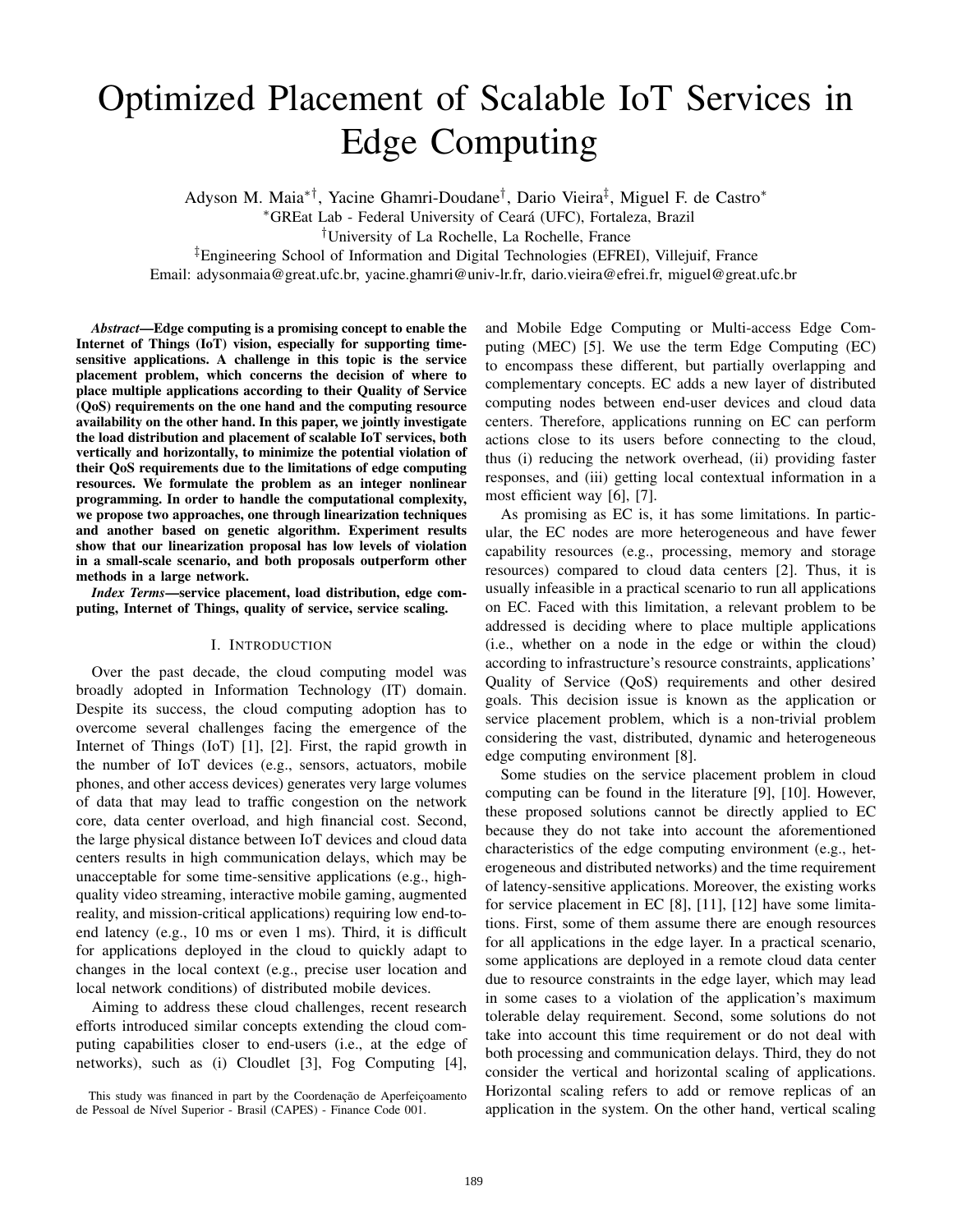# Optimized Placement of Scalable IoT Services in Edge Computing

Adyson M. Maia[*†], Yacine Ghamri-Doudane[†], Dario Vieira[‡], Miguel F. de Castro[*]

[*]GREat Lab - Federal University of Ceará (UFC), Fortaleza, Brazil

[†]University of La Rochelle, La Rochelle, France

[‡]Engineering School of Information and Digital Technologies (EFREI), Villejuif, France

Email: adysonmaia@great.ufc.br, yacine.ghamri@univ-lr.fr, dario.vieira@efrei.fr, miguel@great.ufc.br

***Abstract*—Edge computing is a promising concept to enable the Internet of Things (IoT) vision, especially for supporting time-sensitive applications. A challenge in this topic is the service placement problem, which concerns the decision of where to place multiple applications according to their Quality of Service (QoS) requirements on the one hand and the computing resource availability on the other hand. In this paper, we jointly investigate the load distribution and placement of scalable IoT services, both vertically and horizontally, to minimize the potential violation of their QoS requirements due to the limitations of edge computing resources. We formulate the problem as an integer nonlinear programming. In order to handle the computational complexity, we propose two approaches, one through linearization techniques and another based on genetic algorithm. Experiment results show that our linearization proposal has low levels of violation in a small-scale scenario, and both proposals outperform other methods in a large network.**

***Index Terms*—service placement, load distribution, edge computing, Internet of Things, quality of service, service scaling.**

## I. Introduction

Over the past decade, the cloud computing model was broadly adopted in Information Technology (IT) domain. Despite its success, the cloud computing adoption has to overcome several challenges facing the emergence of the Internet of Things (IoT) [1], [2]. First, the rapid growth in the number of IoT devices (e.g., sensors, actuators, mobile phones, and other access devices) generates very large volumes of data that may lead to traffic congestion on the network core, data center overload, and high financial cost. Second, the large physical distance between IoT devices and cloud data centers results in high communication delays, which may be unacceptable for some time-sensitive applications (e.g., high-quality video streaming, interactive mobile gaming, augmented reality, and mission-critical applications) requiring low end-to-end latency (e.g., 10 ms or even 1 ms). Third, it is difficult for applications deployed in the cloud to quickly adapt to changes in the local context (e.g., precise user location and local network conditions) of distributed mobile devices.

Aiming to address these cloud challenges, recent research efforts introduced similar concepts extending the cloud computing capabilities closer to end-users (i.e., at the edge of networks), such as (i) Cloudlet [3], Fog Computing [4], and Mobile Edge Computing or Multi-access Edge Computing (MEC) [5]. We use the term Edge Computing (EC) to encompass these different, but partially overlapping and complementary concepts. EC adds a new layer of distributed computing nodes between end-user devices and cloud data centers. Therefore, applications running on EC can perform actions close to its users before connecting to the cloud, thus (i) reducing the network overhead, (ii) providing faster responses, and (iii) getting local contextual information in a most efficient way [6], [7].

As promising as EC is, it has some limitations. In particular, the EC nodes are more heterogeneous and have fewer capability resources (e.g., processing, memory and storage resources) compared to cloud data centers [2]. Thus, it is usually infeasible in a practical scenario to run all applications on EC. Faced with this limitation, a relevant problem to be addressed is deciding where to place multiple applications (i.e., whether on a node in the edge or within the cloud) according to infrastructure's resource constraints, applications' Quality of Service (QoS) requirements and other desired goals. This decision issue is known as the application or service placement problem, which is a non-trivial problem considering the vast, distributed, dynamic and heterogeneous edge computing environment [8].

Some studies on the service placement problem in cloud computing can be found in the literature [9], [10]. However, these proposed solutions cannot be directly applied to EC because they do not take into account the aforementioned characteristics of the edge computing environment (e.g., heterogeneous and distributed networks) and the time requirement of latency-sensitive applications. Moreover, the existing works for service placement in EC [8], [11], [12] have some limitations. First, some of them assume there are enough resources for all applications in the edge layer. In a practical scenario, some applications are deployed in a remote cloud data center due to resource constraints in the edge layer, which may lead in some cases to a violation of the application's maximum tolerable delay requirement. Second, some solutions do not take into account this time requirement or do not deal with both processing and communication delays. Third, they do not consider the vertical and horizontal scaling of applications. Horizontal scaling refers to add or remove replicas of an application in the system. On the other hand, vertical scaling

This study was financed in part by the Coordenação de Aperfeiçoamento de Pessoal de Nível Superior - Brasil (CAPES) - Finance Code 001.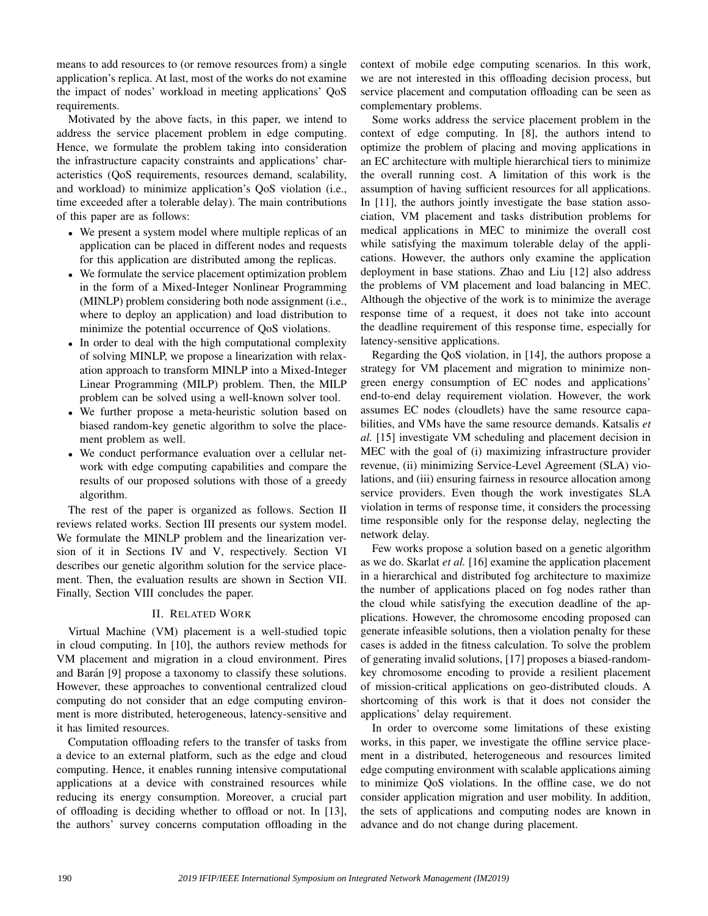means to add resources to (or remove resources from) a single application's replica. At last, most of the works do not examine the impact of nodes' workload in meeting applications' QoS requirements.

Motivated by the above facts, in this paper, we intend to address the service placement problem in edge computing. Hence, we formulate the problem taking into consideration the infrastructure capacity constraints and applications' characteristics (QoS requirements, resources demand, scalability, and workload) to minimize application's QoS violation (i.e., time exceeded after a tolerable delay). The main contributions of this paper are as follows:

- We present a system model where multiple replicas of an application can be placed in different nodes and requests for this application are distributed among the replicas.
- We formulate the service placement optimization problem in the form of a Mixed-Integer Nonlinear Programming (MINLP) problem considering both node assignment (i.e., where to deploy an application) and load distribution to minimize the potential occurrence of QoS violations.
- In order to deal with the high computational complexity of solving MINLP, we propose a linearization with relaxation approach to transform MINLP into a Mixed-Integer Linear Programming (MILP) problem. Then, the MILP problem can be solved using a well-known solver tool.
- We further propose a meta-heuristic solution based on biased random-key genetic algorithm to solve the placement problem as well.
- We conduct performance evaluation over a cellular network with edge computing capabilities and compare the results of our proposed solutions with those of a greedy algorithm.

The rest of the paper is organized as follows. Section II reviews related works. Section III presents our system model. We formulate the MINLP problem and the linearization version of it in Sections IV and V, respectively. Section VI describes our genetic algorithm solution for the service placement. Then, the evaluation results are shown in Section VII. Finally, Section VIII concludes the paper.

## II. Related Work

Virtual Machine (VM) placement is a well-studied topic in cloud computing. In [10], the authors review methods for VM placement and migration in a cloud environment. Pires and Barán [9] propose a taxonomy to classify these solutions. However, these approaches to conventional centralized cloud computing do not consider that an edge computing environment is more distributed, heterogeneous, latency-sensitive and it has limited resources.

Computation offloading refers to the transfer of tasks from a device to an external platform, such as the edge and cloud computing. Hence, it enables running intensive computational applications at a device with constrained resources while reducing its energy consumption. Moreover, a crucial part of offloading is deciding whether to offload or not. In [13], the authors' survey concerns computation offloading in the context of mobile edge computing scenarios. In this work, we are not interested in this offloading decision process, but service placement and computation offloading can be seen as complementary problems.

Some works address the service placement problem in the context of edge computing. In [8], the authors intend to optimize the problem of placing and moving applications in an EC architecture with multiple hierarchical tiers to minimize the overall running cost. A limitation of this work is the assumption of having sufficient resources for all applications. In [11], the authors jointly investigate the base station association, VM placement and tasks distribution problems for medical applications in MEC to minimize the overall cost while satisfying the maximum tolerable delay of the applications. However, the authors only examine the application deployment in base stations. Zhao and Liu [12] also address the problems of VM placement and load balancing in MEC. Although the objective of the work is to minimize the average response time of a request, it does not take into account the deadline requirement of this response time, especially for latency-sensitive applications.

Regarding the QoS violation, in [14], the authors propose a strategy for VM placement and migration to minimize non-green energy consumption of EC nodes and applications' end-to-end delay requirement violation. However, the work assumes EC nodes (cloudlets) have the same resource capabilities, and VMs have the same resource demands. Katsalis *et al.* [15] investigate VM scheduling and placement decision in MEC with the goal of (i) maximizing infrastructure provider revenue, (ii) minimizing Service-Level Agreement (SLA) violations, and (iii) ensuring fairness in resource allocation among service providers. Even though the work investigates SLA violation in terms of response time, it considers the processing time responsible only for the response delay, neglecting the network delay.

Few works propose a solution based on a genetic algorithm as we do. Skarlat *et al.* [16] examine the application placement in a hierarchical and distributed fog architecture to maximize the number of applications placed on fog nodes rather than the cloud while satisfying the execution deadline of the applications. However, the chromosome encoding proposed can generate infeasible solutions, then a violation penalty for these cases is added in the fitness calculation. To solve the problem of generating invalid solutions, [17] proposes a biased-random-key chromosome encoding to provide a resilient placement of mission-critical applications on geo-distributed clouds. A shortcoming of this work is that it does not consider the applications' delay requirement.

In order to overcome some limitations of these existing works, in this paper, we investigate the offline service placement in a distributed, heterogeneous and resources limited edge computing environment with scalable applications aiming to minimize QoS violations. In the offline case, we do not consider application migration and user mobility. In addition, the sets of applications and computing nodes are known in advance and do not change during placement.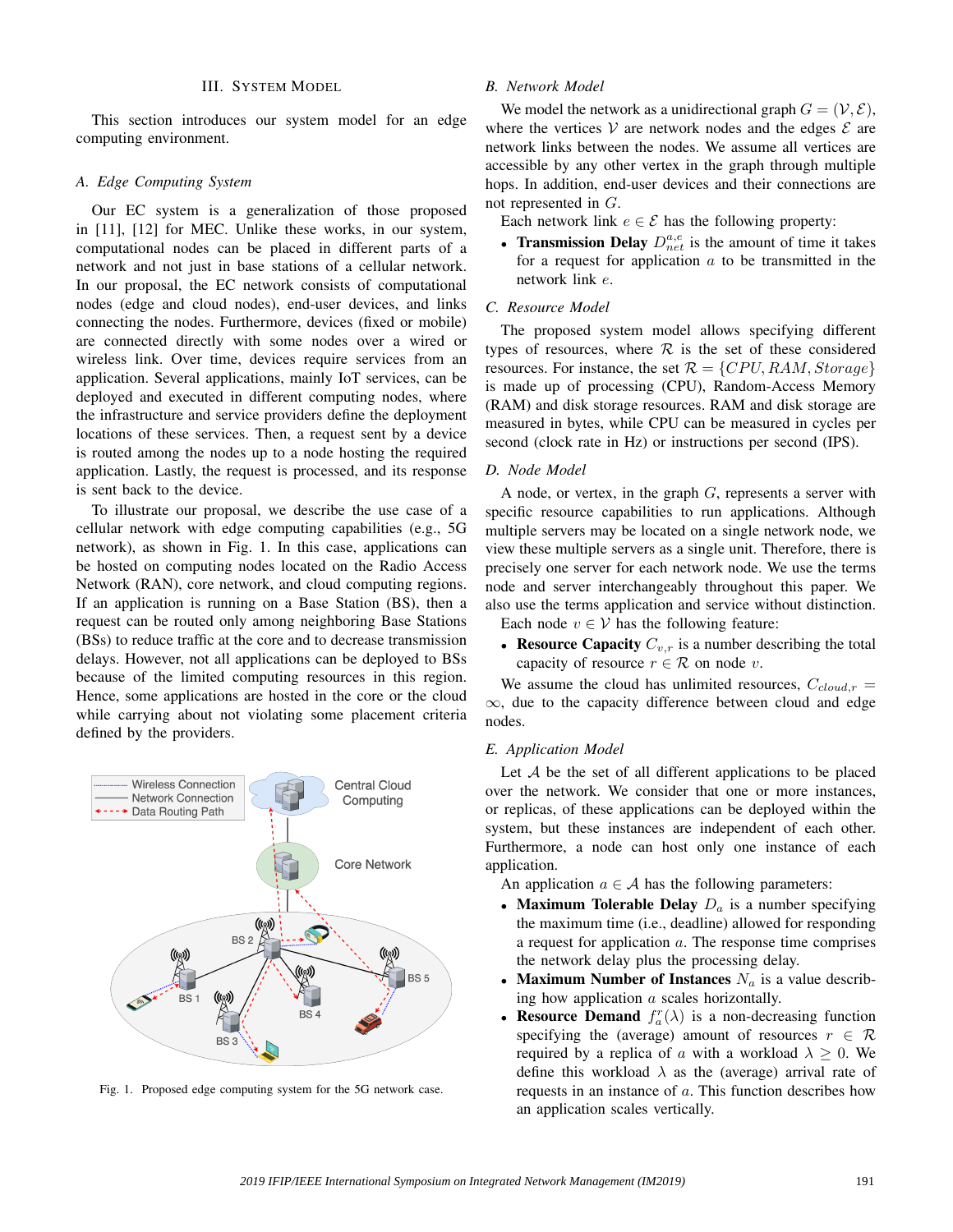## III. System Model

This section introduces our system model for an edge computing environment.

### A. Edge Computing System

Our EC system is a generalization of those proposed in [11], [12] for MEC. Unlike these works, in our system, computational nodes can be placed in different parts of a network and not just in base stations of a cellular network. In our proposal, the EC network consists of computational nodes (edge and cloud nodes), end-user devices, and links connecting the nodes. Furthermore, devices (fixed or mobile) are connected directly with some nodes over a wired or wireless link. Over time, devices require services from an application. Several applications, mainly IoT services, can be deployed and executed in different computing nodes, where the infrastructure and service providers define the deployment locations of these services. Then, a request sent by a device is routed among the nodes up to a node hosting the required application. Lastly, the request is processed, and its response is sent back to the device.

To illustrate our proposal, we describe the use case of a cellular network with edge computing capabilities (e.g., 5G network), as shown in Fig. 1. In this case, applications can be hosted on computing nodes located on the Radio Access Network (RAN), core network, and cloud computing regions. If an application is running on a Base Station (BS), then a request can be routed only among neighboring Base Stations (BSs) to reduce traffic at the core and to decrease transmission delays. However, not all applications can be deployed to BSs because of the limited computing resources in this region. Hence, some applications are hosted in the core or the cloud while carrying about not violating some placement criteria defined by the providers.

Wireless Connection
Network Connection
Data Routing Path
Central Cloud Computing
Core Network
BS 1
BS 2
BS 3
BS 4
BS 5

Fig. 1. Proposed edge computing system for the 5G network case.

### B. Network Model

We model the network as a unidirectional graph $G = (\mathcal{V}, \mathcal{E})$, where the vertices $\mathcal{V}$ are network nodes and the edges $\mathcal{E}$ are network links between the nodes. We assume all vertices are accessible by any other vertex in the graph through multiple hops. In addition, end-user devices and their connections are not represented in $G$.

Each network link $e \in \mathcal{E}$ has the following property:

- **Transmission Delay** $D^{a,e}_{net}$ is the amount of time it takes for a request for application $a$ to be transmitted in the network link $e$.

### C. Resource Model

The proposed system model allows specifying different types of resources, where $\mathcal{R}$ is the set of these considered resources. For instance, the set $\mathcal{R} = \{CPU, RAM, Storage\}$ is made up of processing (CPU), Random-Access Memory (RAM) and disk storage resources. RAM and disk storage are measured in bytes, while CPU can be measured in cycles per second (clock rate in Hz) or instructions per second (IPS).

### D. Node Model

A node, or vertex, in the graph $G$, represents a server with specific resource capabilities to run applications. Although multiple servers may be located on a single network node, we view these multiple servers as a single unit. Therefore, there is precisely one server for each network node. We use the terms node and server interchangeably throughout this paper. We also use the terms application and service without distinction.

Each node $v \in \mathcal{V}$ has the following feature:

- **Resource Capacity** $C_{v,r}$ is a number describing the total capacity of resource $r \in \mathcal{R}$ on node $v$.

We assume the cloud has unlimited resources, $C_{cloud,r} = \infty$, due to the capacity difference between cloud and edge nodes.

### E. Application Model

Let $\mathcal{A}$ be the set of all different applications to be placed over the network. We consider that one or more instances, or replicas, of these applications can be deployed within the system, but these instances are independent of each other. Furthermore, a node can host only one instance of each application.

An application $a \in \mathcal{A}$ has the following parameters:

- **Maximum Tolerable Delay** $D_a$ is a number specifying the maximum time (i.e., deadline) allowed for responding a request for application $a$. The response time comprises the network delay plus the processing delay.
- **Maximum Number of Instances** $N_a$ is a value describing how application $a$ scales horizontally.
- **Resource Demand** $f^r_a(\lambda)$ is a non-decreasing function specifying the (average) amount of resources $r \in \mathcal{R}$ required by a replica of $a$ with a workload $\lambda \geq 0$. We define this workload $\lambda$ as the (average) arrival rate of requests in an instance of $a$. This function describes how an application scales vertically.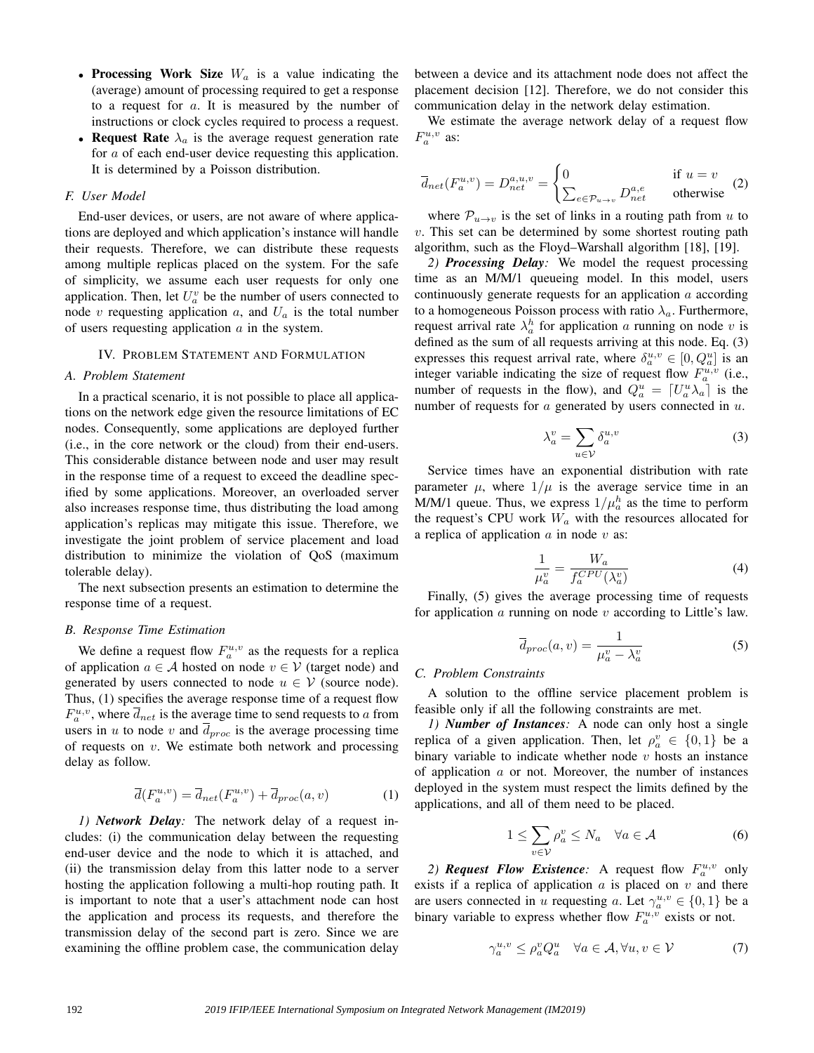- **Processing Work Size** $W_a$ is a value indicating the (average) amount of processing required to get a response to a request for $a$. It is measured by the number of instructions or clock cycles required to process a request.
- **Request Rate** $\lambda_a$ is the average request generation rate for $a$ of each end-user device requesting this application. It is determined by a Poisson distribution.

### F. User Model

End-user devices, or users, are not aware of where applications are deployed and which application's instance will handle their requests. Therefore, we can distribute these requests among multiple replicas placed on the system. For the safe of simplicity, we assume each user requests for only one application. Then, let $U_a^v$ be the number of users connected to node $v$ requesting application $a$, and $U_a$ is the total number of users requesting application $a$ in the system.

## IV. Problem Statement and Formulation

### A. Problem Statement

In a practical scenario, it is not possible to place all applications on the network edge given the resource limitations of EC nodes. Consequently, some applications are deployed further (i.e., in the core network or the cloud) from their end-users. This considerable distance between node and user may result in the response time of a request to exceed the deadline specified by some applications. Moreover, an overloaded server also increases response time, thus distributing the load among application's replicas may mitigate this issue. Therefore, we investigate the joint problem of service placement and load distribution to minimize the violation of QoS (maximum tolerable delay).

The next subsection presents an estimation to determine the response time of a request.

### B. Response Time Estimation

We define a request flow $F_a^{u,v}$ as the requests for a replica of application $a \in \mathcal{A}$ hosted on node $v \in \mathcal{V}$ (target node) and generated by users connected to node $u \in \mathcal{V}$ (source node). Thus, (1) specifies the average response time of a request flow $F_a^{u,v}$, where $\overline{d}_{net}$ is the average time to send requests to $a$ from users in $u$ to node $v$ and $\overline{d}_{proc}$ is the average processing time of requests on $v$. We estimate both network and processing delay as follow.

$$\overline{d}(F_a^{u,v}) = \overline{d}_{net}(F_a^{u,v}) + \overline{d}_{proc}(a, v) \tag{1}$$

*1) **Network Delay**:* The network delay of a request includes: (i) the communication delay between the requesting end-user device and the node to which it is attached, and (ii) the transmission delay from this latter node to a server hosting the application following a multi-hop routing path. It is important to note that a user's attachment node can host the application and process its requests, and therefore the transmission delay of the second part is zero. Since we are examining the offline problem case, the communication delay between a device and its attachment node does not affect the placement decision [12]. Therefore, we do not consider this communication delay in the network delay estimation.

We estimate the average network delay of a request flow $F_a^{u,v}$ as:

$$\overline{d}_{net}(F_a^{u,v}) = D_{net}^{a,u,v} = \begin{cases} 0 & \text{if } u = v \\ \sum_{e \in \mathcal{P}_{u \to v}} D_{net}^{a,e} & \text{otherwise} \end{cases} \tag{2}$$

where $\mathcal{P}_{u \to v}$ is the set of links in a routing path from $u$ to $v$. This set can be determined by some shortest routing path algorithm, such as the Floyd–Warshall algorithm [18], [19].

*2) **Processing Delay**:* We model the request processing time as an M/M/1 queueing model. In this model, users continuously generate requests for an application $a$ according to a homogeneous Poisson process with ratio $\lambda_a$. Furthermore, request arrival rate $\lambda_a^h$ for application $a$ running on node $v$ is defined as the sum of all requests arriving at this node. Eq. (3) expresses this request arrival rate, where $\delta_a^{u,v} \in [0, Q_a^u]$ is an integer variable indicating the size of request flow $F_a^{u,v}$ (i.e., number of requests in the flow), and $Q_a^u = \lceil U_a^u \lambda_a \rceil$ is the number of requests for $a$ generated by users connected in $u$.

$$\lambda_a^v = \sum_{u \in \mathcal{V}} \delta_a^{u,v} \tag{3}$$

Service times have an exponential distribution with rate parameter $\mu$, where $1/\mu$ is the average service time in an M/M/1 queue. Thus, we express $1/\mu_a^h$ as the time to perform the request's CPU work $W_a$ with the resources allocated for a replica of application $a$ in node $v$ as:

$$\frac{1}{\mu_a^v} = \frac{W_a}{f_a^{CPU}(\lambda_a^v)} \tag{4}$$

Finally, (5) gives the average processing time of requests for application $a$ running on node $v$ according to Little's law.

$$\overline{d}_{proc}(a, v) = \frac{1}{\mu_a^v - \lambda_a^v} \tag{5}$$

### C. Problem Constraints

A solution to the offline service placement problem is feasible only if all the following constraints are met.

*1) **Number of Instances**:* A node can only host a single replica of a given application. Then, let $\rho_a^v \in \{0, 1\}$ be a binary variable to indicate whether node $v$ hosts an instance of application $a$ or not. Moreover, the number of instances deployed in the system must respect the limits defined by the applications, and all of them need to be placed.

$$1 \leq \sum_{v \in \mathcal{V}} \rho_a^v \leq N_a \quad \forall a \in \mathcal{A} \tag{6}$$

*2) **Request Flow Existence**:* A request flow $F_a^{u,v}$ only exists if a replica of application $a$ is placed on $v$ and there are users connected in $u$ requesting $a$. Let $\gamma_a^{u,v} \in \{0, 1\}$ be a binary variable to express whether flow $F_a^{u,v}$ exists or not.

$$\gamma_a^{u,v} \leq \rho_a^v Q_a^u \quad \forall a \in \mathcal{A}, \forall u, v \in \mathcal{V} \tag{7}$$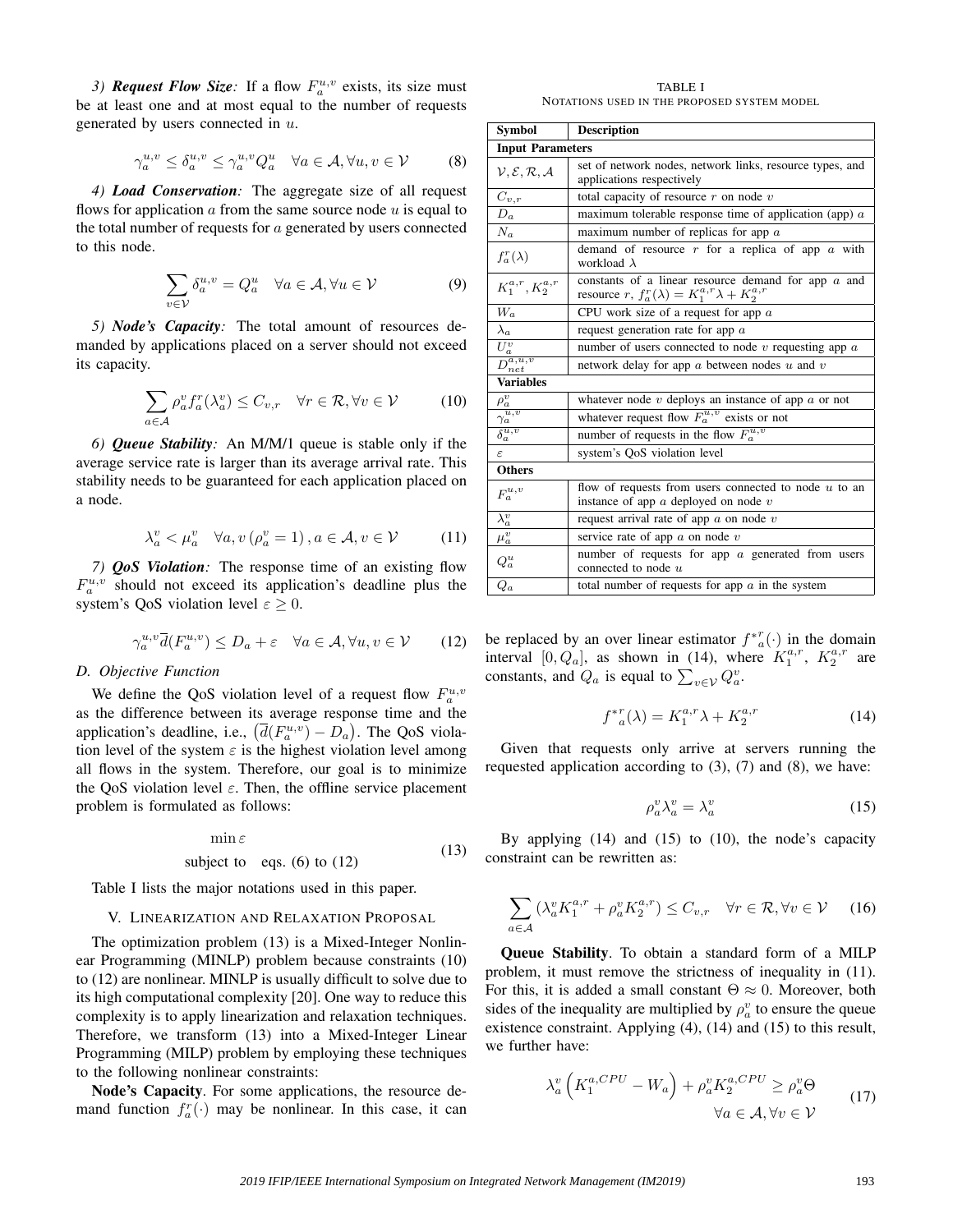*3) **Request Flow Size**:* If a flow $F_a^{u,v}$ exists, its size must be at least one and at most equal to the number of requests generated by users connected in $u$.

$$\gamma_a^{u,v} \leq \delta_a^{u,v} \leq \gamma_a^{u,v} Q_a^u \quad \forall a \in \mathcal{A}, \forall u, v \in \mathcal{V} \tag{8}$$

*4) **Load Conservation**:* The aggregate size of all request flows for application $a$ from the same source node $u$ is equal to the total number of requests for $a$ generated by users connected to this node.

$$\sum_{v \in \mathcal{V}} \delta_a^{u,v} = Q_a^u \quad \forall a \in \mathcal{A}, \forall u \in \mathcal{V} \tag{9}$$

*5) **Node's Capacity**:* The total amount of resources demanded by applications placed on a server should not exceed its capacity.

$$\sum_{a \in \mathcal{A}} \rho_a^v f_a^r(\lambda_a^v) \leq C_{v,r} \quad \forall r \in \mathcal{R}, \forall v \in \mathcal{V} \tag{10}$$

*6) **Queue Stability**:* An M/M/1 queue is stable only if the average service rate is larger than its average arrival rate. This stability needs to be guaranteed for each application placed on a node.

$$\lambda_a^v < \mu_a^v \quad \forall a, v \, (\rho_a^v = 1), a \in \mathcal{A}, v \in \mathcal{V} \tag{11}$$

*7) **QoS Violation**:* The response time of an existing flow $F_a^{u,v}$ should not exceed its application's deadline plus the system's QoS violation level $\varepsilon \geq 0$.

$$\gamma_a^{u,v} \overline{d}(F_a^{u,v}) \leq D_a + \varepsilon \quad \forall a \in \mathcal{A}, \forall u, v \in \mathcal{V} \tag{12}$$

### D. Objective Function

We define the QoS violation level of a request flow $F_a^{u,v}$ as the difference between its average response time and the application's deadline, i.e., $\left(\overline{d}(F_a^{u,v}) - D_a\right)$. The QoS violation level of the system $\varepsilon$ is the highest violation level among all flows in the system. Therefore, our goal is to minimize the QoS violation level $\varepsilon$. Then, the offline service placement problem is formulated as follows:

$$\begin{aligned} &\min \varepsilon \\ &\text{subject to} \quad \text{eqs. (6) to (12)} \end{aligned} \tag{13}$$

Table I lists the major notations used in this paper.

TABLE I
NOTATIONS USED IN THE PROPOSED SYSTEM MODEL

| Symbol | Description |
|---|---|
| **Input Parameters** | |
| $\mathcal{V}, \mathcal{E}, \mathcal{R}, \mathcal{A}$ | set of network nodes, network links, resource types, and applications respectively |
| $C_{v,r}$ | total capacity of resource $r$ on node $v$ |
| $D_a$ | maximum tolerable response time of application (app) $a$ |
| $N_a$ | maximum number of replicas for app $a$ |
| $f_a^r(\lambda)$ | demand of resource $r$ for a replica of app $a$ with workload $\lambda$ |
| $K_1^{a,r}, K_2^{a,r}$ | constants of a linear resource demand for app $a$ and resource $r$, $f_a^r(\lambda) = K_1^{a,r}\lambda + K_2^{a,r}$ |
| $W_a$ | CPU work size of a request for app $a$ |
| $\lambda_a$ | request generation rate for app $a$ |
| $U_a^v$ | number of users connected to node $v$ requesting app $a$ |
| $D_{net}^{a,u,v}$ | network delay for app $a$ between nodes $u$ and $v$ |
| **Variables** | |
| $\rho_a^v$ | whatever node $v$ deploys an instance of app $a$ or not |
| $\gamma_a^{u,v}$ | whatever request flow $F_a^{u,v}$ exists or not |
| $\delta_a^{u,v}$ | number of requests in the flow $F_a^{u,v}$ |
| $\varepsilon$ | system's QoS violation level |
| **Others** | |
| $F_a^{u,v}$ | flow of requests from users connected to node $u$ to an instance of app $a$ deployed on node $v$ |
| $\lambda_a^v$ | request arrival rate of app $a$ on node $v$ |
| $\mu_a^v$ | service rate of app $a$ on node $v$ |
| $Q_a^u$ | number of requests for app $a$ generated from users connected to node $u$ |
| $Q_a$ | total number of requests for app $a$ in the system |

## V. Linearization and Relaxation Proposal

The optimization problem (13) is a Mixed-Integer Nonlinear Programming (MINLP) problem because constraints (10) to (12) are nonlinear. MINLP is usually difficult to solve due to its high computational complexity [20]. One way to reduce this complexity is to apply linearization and relaxation techniques. Therefore, we transform (13) into a Mixed-Integer Linear Programming (MILP) problem by employing these techniques to the following nonlinear constraints:

**Node's Capacity**. For some applications, the resource demand function $f_a^r(\cdot)$ may be nonlinear. In this case, it can be replaced by an over linear estimator ${f^*}_a^r(\cdot)$ in the domain interval $[0, Q_a]$, as shown in (14), where $K_1^{a,r}$, $K_2^{a,r}$ are constants, and $Q_a$ is equal to $\sum_{v \in \mathcal{V}} Q_a^v$.

$${f^*}_a^r(\lambda) = K_1^{a,r}\lambda + K_2^{a,r} \tag{14}$$

Given that requests only arrive at servers running the requested application according to (3), (7) and (8), we have:

$$\rho_a^v \lambda_a^v = \lambda_a^v \tag{15}$$

By applying (14) and (15) to (10), the node's capacity constraint can be rewritten as:

$$\sum_{a \in \mathcal{A}} (\lambda_a^v K_1^{a,r} + \rho_a^v K_2^{a,r}) \leq C_{v,r} \quad \forall r \in \mathcal{R}, \forall v \in \mathcal{V} \tag{16}$$

**Queue Stability**. To obtain a standard form of a MILP problem, it must remove the strictness of inequality in (11). For this, it is added a small constant $\Theta \approx 0$. Moreover, both sides of the inequality are multiplied by $\rho_a^v$ to ensure the queue existence constraint. Applying (4), (14) and (15) to this result, we further have:

$$\begin{aligned} \lambda_a^v \left(K_1^{a,CPU} - W_a\right) + \rho_a^v K_2^{a,CPU} \geq \rho_a^v \Theta \\ \forall a \in \mathcal{A}, \forall v \in \mathcal{V} \end{aligned} \tag{17}$$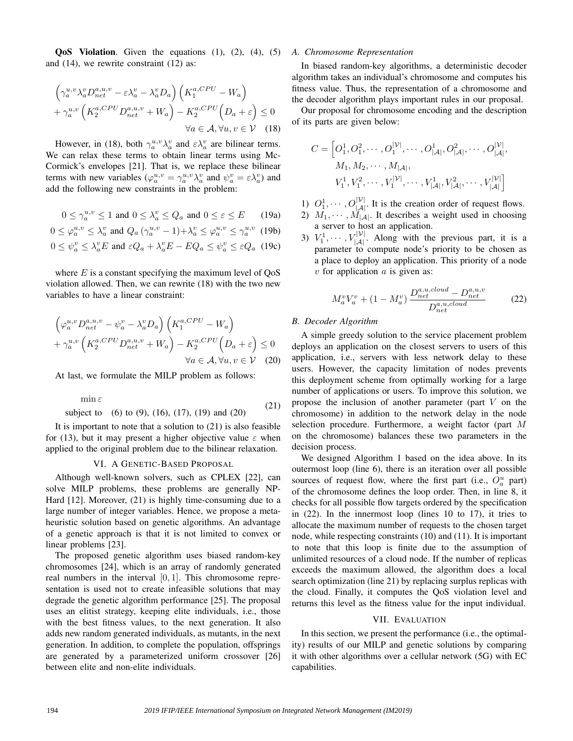**QoS Violation**. Given the equations (1), (2), (4), (5) and (14), we rewrite constraint (12) as:

$$\left(\gamma_a^{u,v}\lambda_a^v D_{net}^{a,u,v} - \varepsilon\lambda_a^v - \lambda_a^v D_a\right)\left(K_1^{a,CPU} - W_a\right) + \gamma_a^{u,v}\left(K_2^{a,CPU} D_{net}^{a,u,v} + W_a\right) - K_2^{a,CPU}\left(D_a + \varepsilon\right) \leq 0 \quad \forall a \in \mathcal{A}, \forall u, v \in \mathcal{V} \quad (18)$$

However, in (18), both $\gamma_a^{u,v}\lambda_a^v$ and $\varepsilon\lambda_a^v$ are bilinear terms. We can relax these terms to obtain linear terms using McCormick's envelopes [21]. That is, we replace these bilinear terms with new variables ($\varphi_a^{u,v} = \gamma_a^{u,v}\lambda_a^v$ and $\psi_a^v = \varepsilon\lambda_a^v$) and add the following new constraints in the problem:

$$0 \leq \gamma_a^{u,v} \leq 1 \text{ and } 0 \leq \lambda_a^v \leq Q_a \text{ and } 0 \leq \varepsilon \leq E \quad (19a)$$

$$0 \leq \varphi_a^{u,v} \leq \lambda_a^v \text{ and } Q_a\left(\gamma_a^{u,v} - 1\right) + \lambda_a^v \leq \varphi_a^{u,v} \leq \gamma_a^{u,v} \quad (19b)$$

$$0 \leq \psi_a^v \leq \lambda_a^v E \text{ and } \varepsilon Q_a + \lambda_a^v E - EQ_a \leq \psi_a^v \leq \varepsilon Q_a \quad (19c)$$

where $E$ is a constant specifying the maximum level of QoS violation allowed. Then, we can rewrite (18) with the two new variables to have a linear constraint:

$$\left(\varphi_a^{u,v} D_{net}^{a,u,v} - \psi_a^v - \lambda_a^v D_a\right)\left(K_1^{a,CPU} - W_a\right) + \gamma_a^{u,v}\left(K_2^{a,CPU} D_{net}^{a,u,v} + W_a\right) - K_2^{a,CPU}\left(D_a + \varepsilon\right) \leq 0 \quad \forall a \in \mathcal{A}, \forall u, v \in \mathcal{V} \quad (20)$$

At last, we formulate the MILP problem as follows:

$$\begin{aligned} &\min \varepsilon \\ &\text{subject to} \quad (6) \text{ to } (9), (16), (17), (19) \text{ and } (20) \end{aligned} \quad (21)$$

It is important to note that a solution to (21) is also feasible for (13), but it may present a higher objective value $\varepsilon$ when applied to the original problem due to the bilinear relaxation.

## VI. A Genetic-Based Proposal

Although well-known solvers, such as CPLEX [22], can solve MILP problems, these problems are generally NP-Hard [12]. Moreover, (21) is highly time-consuming due to a large number of integer variables. Hence, we propose a meta-heuristic solution based on genetic algorithms. An advantage of a genetic approach is that it is not limited to convex or linear problems [23].

The proposed genetic algorithm uses biased random-key chromosomes [24], which is an array of randomly generated real numbers in the interval $[0, 1]$. This chromosome representation is used not to create infeasible solutions that may degrade the genetic algorithm performance [25]. The proposal uses an elitist strategy, keeping elite individuals, i.e., those with the best fitness values, to the next generation. It also adds new random generated individuals, as mutants, in the next generation. In addition, to complete the population, offsprings are generated by a parameterized uniform crossover [26] between elite and non-elite individuals.

### A. Chromosome Representation

In biased random-key algorithms, a deterministic decoder algorithm takes an individual's chromosome and computes his fitness value. Thus, the representation of a chromosome and the decoder algorithm plays important rules in our proposal.

Our proposal for chromosome encoding and the description of its parts are given below:

$$C = \Big[O_1^1, O_1^2, \cdots, O_1^{|\mathcal{V}|}, \cdots, O_{|\mathcal{A}|}^1, O_{|\mathcal{A}|}^2, \cdots, O_{|\mathcal{A}|}^{|\mathcal{V}|}, M_1, M_2, \cdots, M_{|\mathcal{A}|}, V_1^1, V_1^2, \cdots, V_1^{|\mathcal{V}|}, \cdots, V_{|\mathcal{A}|}^1, V_{|\mathcal{A}|}^2, \cdots, V_{|\mathcal{A}|}^{|\mathcal{V}|}\Big]$$

1) $O_1^1, \cdots, O_{|\mathcal{A}|}^{|\mathcal{V}|}$. It is the creation order of request flows.
2) $M_1, \cdots, M_{|\mathcal{A}|}$. It describes a weight used in choosing a server to host an application.
3) $V_1^1, \cdots, V_{|\mathcal{A}|}^{|\mathcal{V}|}$. Along with the previous part, it is a parameter to compute node's priority to be chosen as a place to deploy an application. This priority of a node $v$ for application $a$ is given as:

$$M_a^v V_a^v + (1 - M_a^v)\frac{D_{net}^{a,u,cloud} - D_{net}^{a,u,v}}{D_{net}^{a,u,cloud}} \quad (22)$$

### B. Decoder Algorithm

A simple greedy solution to the service placement problem deploys an application on the closest servers to users of this application, i.e., servers with less network delay to these users. However, the capacity limitation of nodes prevents this deployment scheme from optimally working for a large number of applications or users. To improve this solution, we propose the inclusion of another parameter (part $V$ on the chromosome) in addition to the network delay in the node selection procedure. Furthermore, a weight factor (part $M$ on the chromosome) balances these two parameters in the decision process.

We designed Algorithm 1 based on the idea above. In its outermost loop (line 6), there is an iteration over all possible sources of request flow, where the first part (i.e., $O_a^u$ part) of the chromosome defines the loop order. Then, in line 8, it checks for all possible flow targets ordered by the specification in (22). In the innermost loop (lines 10 to 17), it tries to allocate the maximum number of requests to the chosen target node, while respecting constraints (10) and (11). It is important to note that this loop is finite due to the assumption of unlimited resources of a cloud node. If the number of replicas exceeds the maximum allowed, the algorithm does a local search optimization (line 21) by replacing surplus replicas with the cloud. Finally, it computes the QoS violation level and returns this level as the fitness value for the input individual.

## VII. Evaluation

In this section, we present the performance (i.e., the optimality) results of our MILP and genetic solutions by comparing it with other algorithms over a cellular network (5G) with EC capabilities.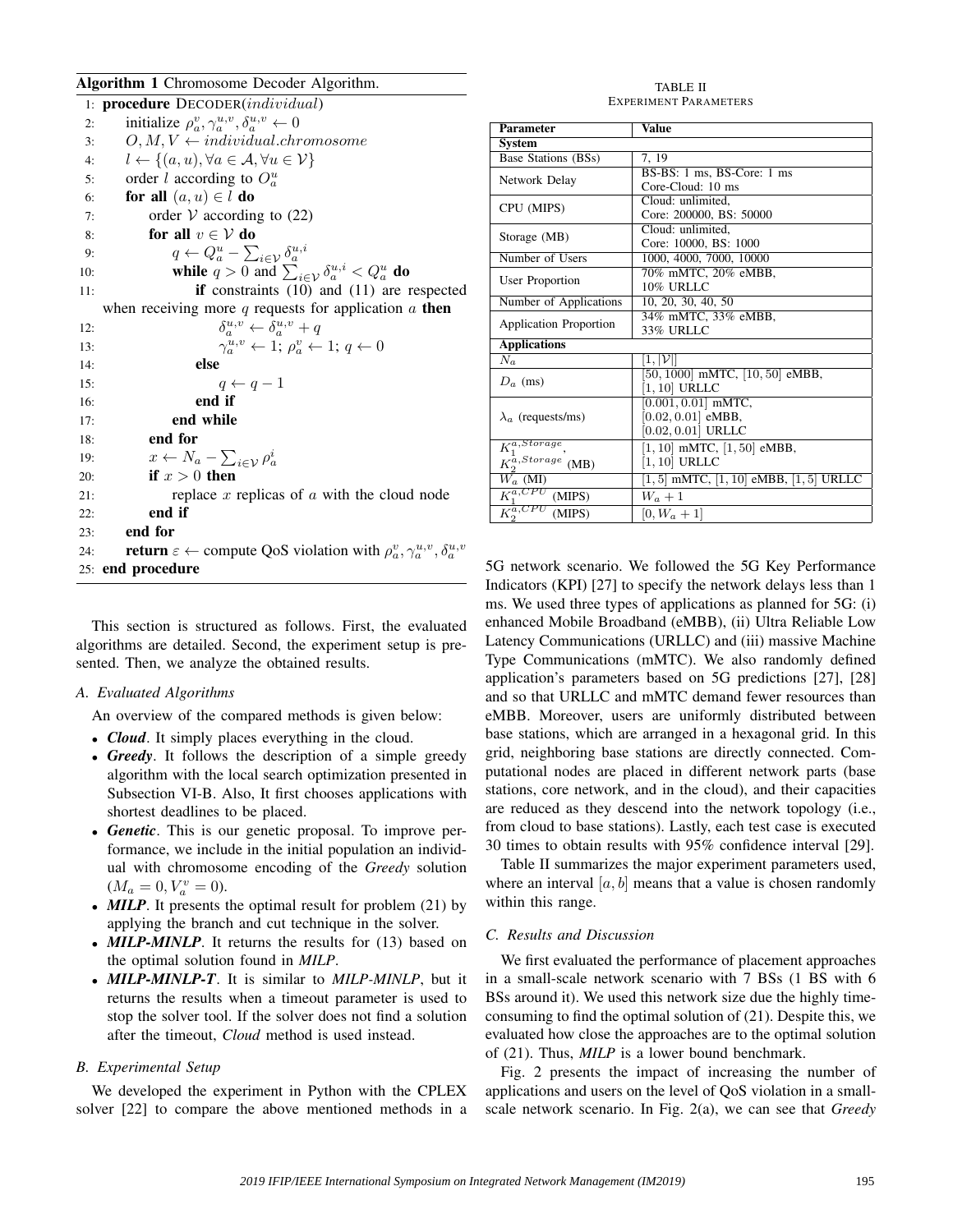**Algorithm 1** Chromosome Decoder Algorithm.

```
1: procedure DECODER(individual)
2:     initialize ρ_a^v, γ_a^{u,v}, δ_a^{u,v} ← 0
3:     O, M, V ← individual.chromosome
4:     l ← {(a, u), ∀a ∈ A, ∀u ∈ V}
5:     order l according to O_a^u
6:     for all (a, u) ∈ l do
7:         order V according to (22)
8:         for all v ∈ V do
9:             q ← Q_a^u − Σ_{i∈V} δ_a^{u,i}
10:            while q > 0 and Σ_{i∈V} δ_a^{u,i} < Q_a^u do
11:                if constraints (10) and (11) are respected
                   when receiving more q requests for application a then
12:                    δ_a^{u,v} ← δ_a^{u,v} + q
13:                    γ_a^{u,v} ← 1; ρ_a^v ← 1; q ← 0
14:                else
15:                    q ← q − 1
16:                end if
17:            end while
18:        end for
19:        x ← N_a − Σ_{i∈V} ρ_a^i
20:        if x > 0 then
21:            replace x replicas of a with the cloud node
22:        end if
23:    end for
24:    return ε ← compute QoS violation with ρ_a^v, γ_a^{u,v}, δ_a^{u,v}
25: end procedure
```

This section is structured as follows. First, the evaluated algorithms are detailed. Second, the experiment setup is presented. Then, we analyze the obtained results.

### A. Evaluated Algorithms

An overview of the compared methods is given below:

- ***Cloud***. It simply places everything in the cloud.
- ***Greedy***. It follows the description of a simple greedy algorithm with the local search optimization presented in Subsection VI-B. Also, It first chooses applications with shortest deadlines to be placed.
- ***Genetic***. This is our genetic proposal. To improve performance, we include in the initial population an individual with chromosome encoding of the *Greedy* solution ($M_a = 0, V_a^v = 0$).
- ***MILP***. It presents the optimal result for problem (21) by applying the branch and cut technique in the solver.
- ***MILP-MINLP***. It returns the results for (13) based on the optimal solution found in *MILP*.
- ***MILP-MINLP-T***. It is similar to *MILP-MINLP*, but it returns the results when a timeout parameter is used to stop the solver tool. If the solver does not find a solution after the timeout, *Cloud* method is used instead.

### B. Experimental Setup

We developed the experiment in Python with the CPLEX solver [22] to compare the above mentioned methods in a 5G network scenario. We followed the 5G Key Performance Indicators (KPI) [27] to specify the network delays less than 1 ms. We used three types of applications as planned for 5G: (i) enhanced Mobile Broadband (eMBB), (ii) Ultra Reliable Low Latency Communications (URLLC) and (iii) massive Machine Type Communications (mMTC). We also randomly defined application's parameters based on 5G predictions [27], [28] and so that URLLC and mMTC demand fewer resources than eMBB. Moreover, users are uniformly distributed between base stations, which are arranged in a hexagonal grid. In this grid, neighboring base stations are directly connected. Computational nodes are placed in different network parts (base stations, core network, and in the cloud), and their capacities are reduced as they descend into the network topology (i.e., from cloud to base stations). Lastly, each test case is executed 30 times to obtain results with 95% confidence interval [29].

TABLE II
EXPERIMENT PARAMETERS

| Parameter | Value |
|---|---|
| **System** | |
| Base Stations (BSs) | 7, 19 |
| Network Delay | BS-BS: 1 ms, BS-Core: 1 ms Core-Cloud: 10 ms |
| CPU (MIPS) | Cloud: unlimited, Core: 200000, BS: 50000 |
| Storage (MB) | Cloud: unlimited, Core: 10000, BS: 1000 |
| Number of Users | 1000, 4000, 7000, 10000 |
| User Proportion | 70% mMTC, 20% eMBB, 10% URLLC |
| Number of Applications | 10, 20, 30, 40, 50 |
| Application Proportion | 34% mMTC, 33% eMBB, 33% URLLC |
| **Applications** | |
| $N_a$ | $[1, \lvert\mathcal{V}\rvert]$ |
| $D_a$ (ms) | $[50, 1000]$ mMTC, $[10, 50]$ eMBB, $[1, 10]$ URLLC |
| $\lambda_a$ (requests/ms) | $[0.001, 0.01]$ mMTC, $[0.02, 0.01]$ eMBB, $[0.02, 0.01]$ URLLC |
| $K_1^{a,Storage}$, $K_2^{a,Storage}$ (MB) | $[1, 10]$ mMTC, $[1, 50]$ eMBB, $[1, 10]$ URLLC |
| $W_a$ (MI) | $[1, 5]$ mMTC, $[1, 10]$ eMBB, $[1, 5]$ URLLC |
| $K_1^{a,CPU}$ (MIPS) | $W_a + 1$ |
| $K_2^{a,CPU}$ (MIPS) | $[0, W_a + 1]$ |

Table II summarizes the major experiment parameters used, where an interval $[a, b]$ means that a value is chosen randomly within this range.

### C. Results and Discussion

We first evaluated the performance of placement approaches in a small-scale network scenario with 7 BSs (1 BS with 6 BSs around it). We used this network size due the highly time-consuming to find the optimal solution of (21). Despite this, we evaluated how close the approaches are to the optimal solution of (21). Thus, *MILP* is a lower bound benchmark.

Fig. 2 presents the impact of increasing the number of applications and users on the level of QoS violation in a small-scale network scenario. In Fig. 2(a), we can see that *Greedy*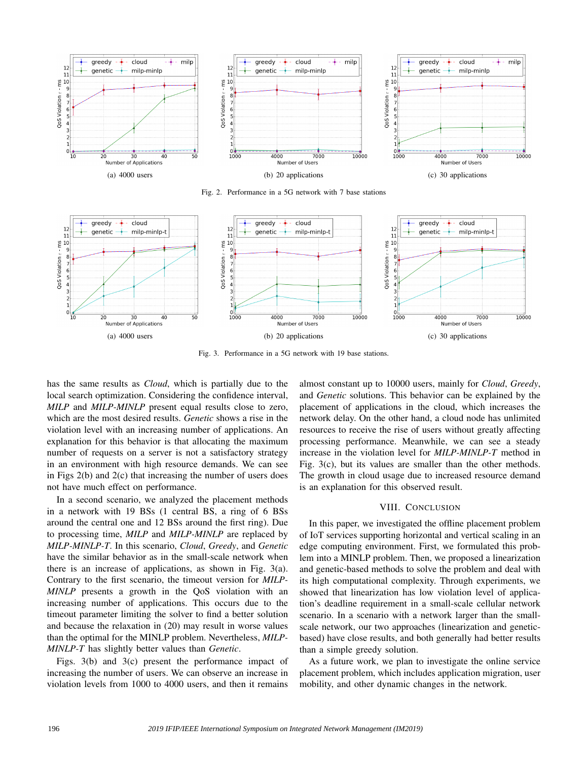greedy cloud milp
genetic milp-minlp
QoS Violation $\epsilon$ - ms
Number of Applications

(a) 4000 users

greedy cloud milp
genetic milp-minlp
QoS Violation $\epsilon$ - ms
Number of Users

(b) 20 applications

greedy cloud milp
genetic milp-minlp
QoS Violation $\epsilon$ - ms
Number of Users

(c) 30 applications

Fig. 2. Performance in a 5G network with 7 base stations

greedy cloud
genetic milp-minlp-t
QoS Violation $\epsilon$ - ms
Number of Applications

(a) 4000 users

greedy cloud
genetic milp-minlp-t
QoS Violation $\epsilon$ - ms
Number of Users

(b) 20 applications

greedy cloud
genetic milp-minlp-t
QoS Violation $\epsilon$ - ms
Number of Users

(c) 30 applications

Fig. 3. Performance in a 5G network with 19 base stations.

has the same results as *Cloud*, which is partially due to the local search optimization. Considering the confidence interval, *MILP* and *MILP-MINLP* present equal results close to zero, which are the most desired results. *Genetic* shows a rise in the violation level with an increasing number of applications. An explanation for this behavior is that allocating the maximum number of requests on a server is not a satisfactory strategy in an environment with high resource demands. We can see in Figs 2(b) and 2(c) that increasing the number of users does not have much effect on performance.

In a second scenario, we analyzed the placement methods in a network with 19 BSs (1 central BS, a ring of 6 BSs around the central one and 12 BSs around the first ring). Due to processing time, *MILP* and *MILP-MINLP* are replaced by *MILP-MINLP-T*. In this scenario, *Cloud*, *Greedy*, and *Genetic* have the similar behavior as in the small-scale network when there is an increase of applications, as shown in Fig. 3(a). Contrary to the first scenario, the timeout version for *MILP-MINLP* presents a growth in the QoS violation with an increasing number of applications. This occurs due to the timeout parameter limiting the solver to find a better solution and because the relaxation in (20) may result in worse values than the optimal for the MINLP problem. Nevertheless, *MILP-MINLP-T* has slightly better values than *Genetic*.

Figs. 3(b) and 3(c) present the performance impact of increasing the number of users. We can observe an increase in violation levels from 1000 to 4000 users, and then it remains almost constant up to 10000 users, mainly for *Cloud*, *Greedy*, and *Genetic* solutions. This behavior can be explained by the placement of applications in the cloud, which increases the network delay. On the other hand, a cloud node has unlimited resources to receive the rise of users without greatly affecting processing performance. Meanwhile, we can see a steady increase in the violation level for *MILP-MINLP-T* method in Fig. 3(c), but its values are smaller than the other methods. The growth in cloud usage due to increased resource demand is an explanation for this observed result.

## VIII. Conclusion

In this paper, we investigated the offline placement problem of IoT services supporting horizontal and vertical scaling in an edge computing environment. First, we formulated this problem into a MINLP problem. Then, we proposed a linearization and genetic-based methods to solve the problem and deal with its high computational complexity. Through experiments, we showed that linearization has low violation level of application's deadline requirement in a small-scale cellular network scenario. In a scenario with a network larger than the small-scale network, our two approaches (linearization and genetic-based) have close results, and both generally had better results than a simple greedy solution.

As a future work, we plan to investigate the online service placement problem, which includes application migration, user mobility, and other dynamic changes in the network.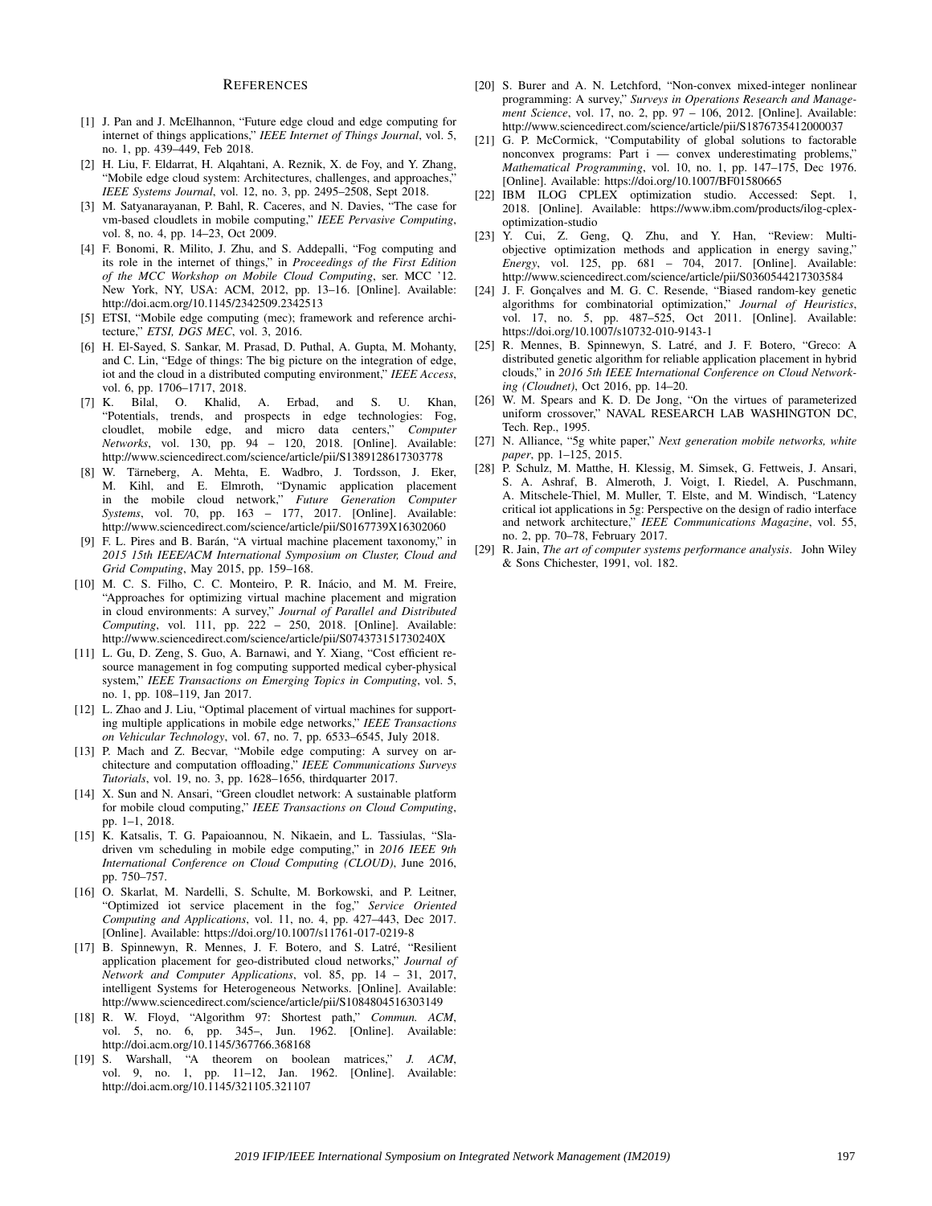## References

[1] J. Pan and J. McElhannon, "Future edge cloud and edge computing for internet of things applications," *IEEE Internet of Things Journal*, vol. 5, no. 1, pp. 439–449, Feb 2018.

[2] H. Liu, F. Eldarrat, H. Alqahtani, A. Reznik, X. de Foy, and Y. Zhang, "Mobile edge cloud system: Architectures, challenges, and approaches," *IEEE Systems Journal*, vol. 12, no. 3, pp. 2495–2508, Sept 2018.

[3] M. Satyanarayanan, P. Bahl, R. Caceres, and N. Davies, "The case for vm-based cloudlets in mobile computing," *IEEE Pervasive Computing*, vol. 8, no. 4, pp. 14–23, Oct 2009.

[4] F. Bonomi, R. Milito, J. Zhu, and S. Addepalli, "Fog computing and its role in the internet of things," in *Proceedings of the First Edition of the MCC Workshop on Mobile Cloud Computing*, ser. MCC '12. New York, NY, USA: ACM, 2012, pp. 13–16. [Online]. Available: http://doi.acm.org/10.1145/2342509.2342513

[5] ETSI, "Mobile edge computing (mec); framework and reference architecture," *ETSI, DGS MEC*, vol. 3, 2016.

[6] H. El-Sayed, S. Sankar, M. Prasad, D. Puthal, A. Gupta, M. Mohanty, and C. Lin, "Edge of things: The big picture on the integration of edge, iot and the cloud in a distributed computing environment," *IEEE Access*, vol. 6, pp. 1706–1717, 2018.

[7] K. Bilal, O. Khalid, A. Erbad, and S. U. Khan, "Potentials, trends, and prospects in edge technologies: Fog, cloudlet, mobile edge, and micro data centers," *Computer Networks*, vol. 130, pp. 94 – 120, 2018. [Online]. Available: http://www.sciencedirect.com/science/article/pii/S1389128617303778

[8] W. Tärneberg, A. Mehta, E. Wadbro, J. Tordsson, J. Eker, M. Kihl, and E. Elmroth, "Dynamic application placement in the mobile cloud network," *Future Generation Computer Systems*, vol. 70, pp. 163 – 177, 2017. [Online]. Available: http://www.sciencedirect.com/science/article/pii/S0167739X16302060

[9] F. L. Pires and B. Barán, "A virtual machine placement taxonomy," in *2015 15th IEEE/ACM International Symposium on Cluster, Cloud and Grid Computing*, May 2015, pp. 159–168.

[10] M. C. S. Filho, C. C. Monteiro, P. R. Inácio, and M. M. Freire, "Approaches for optimizing virtual machine placement and migration in cloud environments: A survey," *Journal of Parallel and Distributed Computing*, vol. 111, pp. 222 – 250, 2018. [Online]. Available: http://www.sciencedirect.com/science/article/pii/S074373151730240X

[11] L. Gu, D. Zeng, S. Guo, A. Barnawi, and Y. Xiang, "Cost efficient resource management in fog computing supported medical cyber-physical system," *IEEE Transactions on Emerging Topics in Computing*, vol. 5, no. 1, pp. 108–119, Jan 2017.

[12] L. Zhao and J. Liu, "Optimal placement of virtual machines for supporting multiple applications in mobile edge networks," *IEEE Transactions on Vehicular Technology*, vol. 67, no. 7, pp. 6533–6545, July 2018.

[13] P. Mach and Z. Becvar, "Mobile edge computing: A survey on architecture and computation offloading," *IEEE Communications Surveys Tutorials*, vol. 19, no. 3, pp. 1628–1656, thirdquarter 2017.

[14] X. Sun and N. Ansari, "Green cloudlet network: A sustainable platform for mobile cloud computing," *IEEE Transactions on Cloud Computing*, pp. 1–1, 2018.

[15] K. Katsalis, T. G. Papaioannou, N. Nikaein, and L. Tassiulas, "Sla-driven vm scheduling in mobile edge computing," in *2016 IEEE 9th International Conference on Cloud Computing (CLOUD)*, June 2016, pp. 750–757.

[16] O. Skarlat, M. Nardelli, S. Schulte, M. Borkowski, and P. Leitner, "Optimized iot service placement in the fog," *Service Oriented Computing and Applications*, vol. 11, no. 4, pp. 427–443, Dec 2017. [Online]. Available: https://doi.org/10.1007/s11761-017-0219-8

[17] B. Spinnewyn, R. Mennes, J. F. Botero, and S. Latré, "Resilient application placement for geo-distributed cloud networks," *Journal of Network and Computer Applications*, vol. 85, pp. 14 – 31, 2017, intelligent Systems for Heterogeneous Networks. [Online]. Available: http://www.sciencedirect.com/science/article/pii/S1084804516303149

[18] R. W. Floyd, "Algorithm 97: Shortest path," *Commun. ACM*, vol. 5, no. 6, pp. 345–, Jun. 1962. [Online]. Available: http://doi.acm.org/10.1145/367766.368168

[19] S. Warshall, "A theorem on boolean matrices," *J. ACM*, vol. 9, no. 1, pp. 11–12, Jan. 1962. [Online]. Available: http://doi.acm.org/10.1145/321105.321107

[20] S. Burer and A. N. Letchford, "Non-convex mixed-integer nonlinear programming: A survey," *Surveys in Operations Research and Management Science*, vol. 17, no. 2, pp. 97 – 106, 2012. [Online]. Available: http://www.sciencedirect.com/science/article/pii/S1876735412000037

[21] G. P. McCormick, "Computability of global solutions to factorable nonconvex programs: Part i — convex underestimating problems," *Mathematical Programming*, vol. 10, no. 1, pp. 147–175, Dec 1976. [Online]. Available: https://doi.org/10.1007/BF01580665

[22] IBM ILOG CPLEX optimization studio. Accessed: Sept. 1, 2018. [Online]. Available: https://www.ibm.com/products/ilog-cplex-optimization-studio

[23] Y. Cui, Z. Geng, Q. Zhu, and Y. Han, "Review: Multi-objective optimization methods and application in energy saving," *Energy*, vol. 125, pp. 681 – 704, 2017. [Online]. Available: http://www.sciencedirect.com/science/article/pii/S0360544217303584

[24] J. F. Gonçalves and M. G. C. Resende, "Biased random-key genetic algorithms for combinatorial optimization," *Journal of Heuristics*, vol. 17, no. 5, pp. 487–525, Oct 2011. [Online]. Available: https://doi.org/10.1007/s10732-010-9143-1

[25] R. Mennes, B. Spinnewyn, S. Latré, and J. F. Botero, "Greco: A distributed genetic algorithm for reliable application placement in hybrid clouds," in *2016 5th IEEE International Conference on Cloud Networking (Cloudnet)*, Oct 2016, pp. 14–20.

[26] W. M. Spears and K. D. De Jong, "On the virtues of parameterized uniform crossover," NAVAL RESEARCH LAB WASHINGTON DC, Tech. Rep., 1995.

[27] N. Alliance, "5g white paper," *Next generation mobile networks, white paper*, pp. 1–125, 2015.

[28] P. Schulz, M. Matthe, H. Klessig, M. Simsek, G. Fettweis, J. Ansari, S. A. Ashraf, B. Almeroth, J. Voigt, I. Riedel, A. Puschmann, A. Mitschele-Thiel, M. Muller, T. Elste, and M. Windisch, "Latency critical iot applications in 5g: Perspective on the design of radio interface and network architecture," *IEEE Communications Magazine*, vol. 55, no. 2, pp. 70–78, February 2017.

[29] R. Jain, *The art of computer systems performance analysis*. John Wiley & Sons Chichester, 1991, vol. 182.